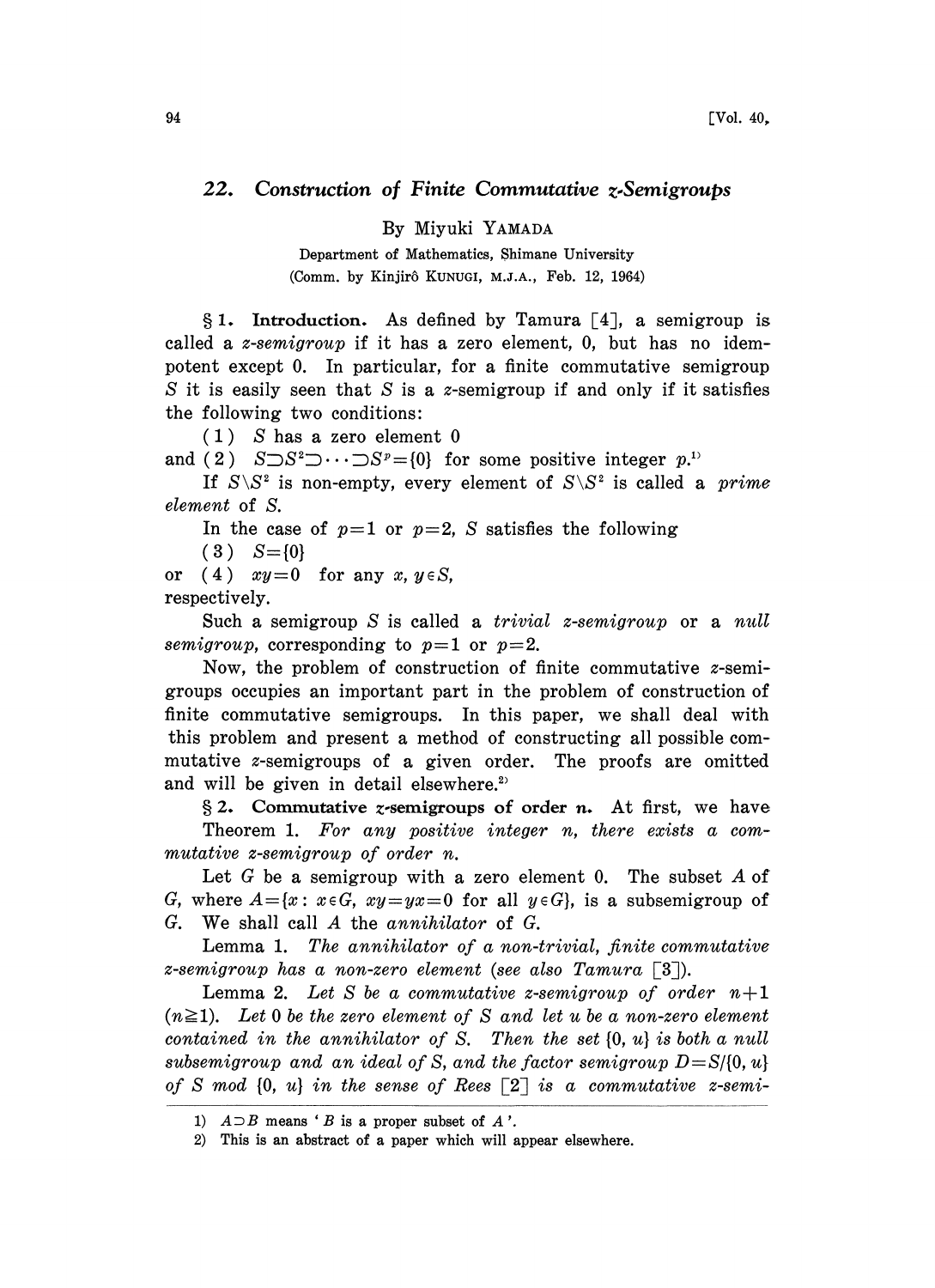## 22. *Construction of Finite Commutative z-Semigroups*

By Miyuki YAMADA

Department of Mathematics, Shimane University

(Comm. by Kinjirô KUNUGI, M.J.A., Feb. 12, 1964)

§ 1. **Introduction.** As defined by Tamura [4], a semigroup is called a *z-semigroup* if it has a zero element, 0, but has no idempotent except 0. In particular, for a finite commutative semigroup $S$ it is easily seen that $S$ is a $z$-semigroup if and only if it satisfies the following two conditions:

(1) $S$ has a zero element 0

and (2) $S \supset S^2 \supset \cdots \supset S^p = \{0\}$ for some positive integer $p$.[1]

If $S \backslash S^2$ is non-empty, every element of $S \backslash S^2$ is called a *prime element* of $S$.

In the case of $p=1$ or $p=2$, $S$ satisfies the following

(3) $S=\{0\}$

or (4) $xy=0$ for any $x, y \in S$,

respectively.

Such a semigroup $S$ is called a *trivial z-semigroup* or a *null semigroup*, corresponding to $p=1$ or $p=2$.

Now, the problem of construction of finite commutative $z$-semigroups occupies an important part in the problem of construction of finite commutative semigroups. In this paper, we shall deal with this problem and present a method of constructing all possible commutative $z$-semigroups of a given order. The proofs are omitted and will be given in detail elsewhere.[2]

§ 2. **Commutative z-semigroups of order n.** At first, we have

Theorem 1. *For any positive integer n, there exists a commutative z-semigroup of order n.*

Let $G$ be a semigroup with a zero element 0. The subset $A$ of $G$, where $A=\{x : x \in G,\ xy=yx=0 \text{ for all } y \in G\}$, is a subsemigroup of $G$. We shall call $A$ the *annihilator* of $G$.

Lemma 1. *The annihilator of a non-trivial, finite commutative z-semigroup has a non-zero element (see also Tamura [3]).*

Lemma 2. *Let $S$ be a commutative z-semigroup of order $n+1$ ($n \geqq 1$). Let 0 be the zero element of $S$ and let $u$ be a non-zero element contained in the annihilator of $S$. Then the set $\{0, u\}$ is both a null subsemigroup and an ideal of $S$, and the factor semigroup $D=S/\{0, u\}$ of $S$ mod $\{0, u\}$ in the sense of Rees [2] is a commutative z-semi-*

---

1) $A \supset B$ means '$B$ is a proper subset of $A$'.

2) This is an abstract of a paper which will appear elsewhere.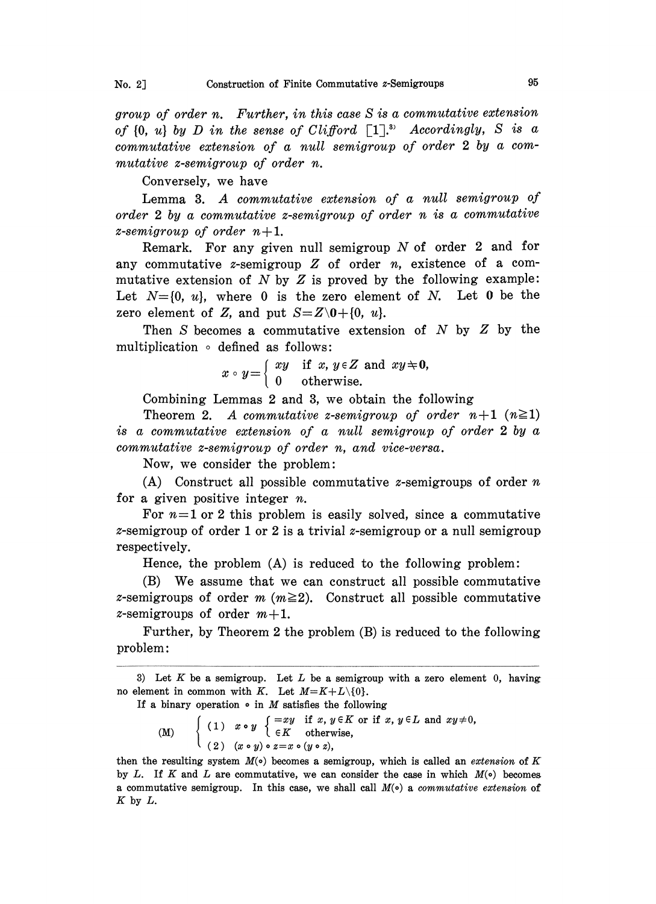*group of order n. Further, in this case S is a commutative extension of* $\{0, u\}$ *by D in the sense of Clifford* [1].[3] *Accordingly, S is a commutative extension of a null semigroup of order 2 by a commutative z-semigroup of order n.*

Conversely, we have

Lemma 3. *A commutative extension of a null semigroup of order 2 by a commutative z-semigroup of order n is a commutative z-semigroup of order* $n+1$.

Remark. For any given null semigroup $N$ of order 2 and for any commutative $z$-semigroup $Z$ of order $n$, existence of a commutative extension of $N$ by $Z$ is proved by the following example: Let $N=\{0, u\}$, where 0 is the zero element of $N$. Let $\mathbf{0}$ be the zero element of $Z$, and put $S=Z\backslash\mathbf{0}+\{0, u\}$.

Then $S$ becomes a commutative extension of $N$ by $Z$ by the multiplication $\circ$ defined as follows:

$$x \circ y = \begin{cases} xy & \text{if } x, y \in Z \text{ and } xy \neq \mathbf{0}, \\ 0 & \text{otherwise.} \end{cases}$$

Combining Lemmas 2 and 3, we obtain the following

Theorem 2. *A commutative z-semigroup of order* $n+1$ $(n \geqq 1)$ *is a commutative extension of a null semigroup of order 2 by a commutative z-semigroup of order n, and vice-versa.*

Now, we consider the problem:

(A) Construct all possible commutative $z$-semigroups of order $n$ for a given positive integer $n$.

For $n=1$ or 2 this problem is easily solved, since a commutative $z$-semigroup of order 1 or 2 is a trivial $z$-semigroup or a null semigroup respectively.

Hence, the problem (A) is reduced to the following problem:

(B) We assume that we can construct all possible commutative $z$-semigroups of order $m$ $(m \geqq 2)$. Construct all possible commutative $z$-semigroups of order $m+1$.

Further, by Theorem 2 the problem (B) is reduced to the following problem:

---

3) Let $K$ be a semigroup. Let $L$ be a semigroup with a zero element 0, having no element in common with $K$. Let $M=K+L\backslash\{0\}$.

If a binary operation $\circ$ in $M$ satisfies the following

$$\text{(M)} \quad \begin{cases} (1) \quad x \circ y \begin{cases} =xy & \text{if } x, y \in K \text{ or if } x, y \in L \text{ and } xy \neq 0, \\ \in K & \text{otherwise,} \end{cases} \\ (2) \quad (x \circ y) \circ z = x \circ (y \circ z), \end{cases}$$

then the resulting system $M(\circ)$ becomes a semigroup, which is called an *extension* of $K$ by $L$. If $K$ and $L$ are commutative, we can consider the case in which $M(\circ)$ becomes a commutative semigroup. In this case, we shall call $M(\circ)$ a *commutative extension* of $K$ by $L$.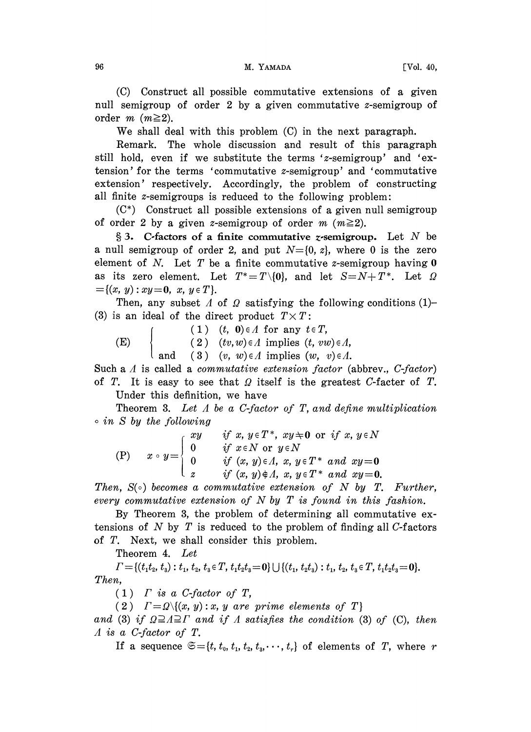(C) Construct all possible commutative extensions of a given null semigroup of order 2 by a given commutative $z$-semigroup of order $m$ $(m \geqq 2)$.

We shall deal with this problem (C) in the next paragraph.

Remark. The whole discussion and result of this paragraph still hold, even if we substitute the terms '$z$-semigroup' and 'extension' for the terms 'commutative $z$-semigroup' and 'commutative extension' respectively. Accordingly, the problem of constructing all finite $z$-semigroups is reduced to the following problem:

(C*) Construct all possible extensions of a given null semigroup of order 2 by a given $z$-semigroup of order $m$ $(m \geqq 2)$.

**§ 3. C-factors of a finite commutative $z$-semigroup.** Let $N$ be a null semigroup of order 2, and put $N=\{0, z\}$, where 0 is the zero element of $N$. Let $T$ be a finite commutative $z$-semigroup having $\mathbf{0}$ as its zero element. Let $T^* = T \backslash \{\mathbf{0}\}$, and let $S = N + T^*$. Let $\Omega = \{(x, y) : xy = \mathbf{0},\ x, y \in T\}$.

Then, any subset $\Lambda$ of $\Omega$ satisfying the following conditions (1)–(3) is an ideal of the direct product $T \times T$:

$$
\text{(E)} \quad \begin{cases} (1) \ \ (t, \mathbf{0}) \in \Lambda \text{ for any } t \in T, \\ (2) \ \ (tv, w) \in \Lambda \text{ implies } (t, vw) \in \Lambda, \\ \text{and} \ \ (3) \ \ (v, w) \in \Lambda \text{ implies } (w, v) \in \Lambda. \end{cases}
$$

Such a $\Lambda$ is called a *commutative extension factor* (abbrev., *C-factor*) of $T$. It is easy to see that $\Omega$ itself is the greatest $C$-facter of $T$.

Under this definition, we have

Theorem 3. *Let $\Lambda$ be a C-factor of $T$, and define multiplication $\circ$ in $S$ by the following*

$$
\text{(P)} \quad x \circ y = \begin{cases} xy & \text{if } x, y \in T^*, \ xy \neq \mathbf{0} \text{ or if } x, y \in N \\ 0 & \text{if } x \in N \text{ or } y \in N \\ 0 & \text{if } (x, y) \in \Lambda, \ x, y \in T^* \text{ and } xy = \mathbf{0} \\ z & \text{if } (x, y) \notin \Lambda, \ x, y \in T^* \text{ and } xy = \mathbf{0}. \end{cases}
$$

*Then, $S(\circ)$ becomes a commutative extension of $N$ by $T$. Further, every commutative extension of $N$ by $T$ is found in this fashion.*

By Theorem 3, the problem of determining all commutative extensions of $N$ by $T$ is reduced to the problem of finding all $C$-factors of $T$. Next, we shall consider this problem.

Theorem 4. *Let*

$\Gamma = \{(t_1 t_2, t_3) : t_1, t_2, t_3 \in T,\ t_1 t_2 t_3 = \mathbf{0}\} \cup \{(t_1, t_2 t_3) : t_1, t_2, t_3 \in T,\ t_1 t_2 t_3 = \mathbf{0}\}$.

*Then,*

(1) *$\Gamma$ is a C-factor of $T$,*

(2) *$\Gamma = \Omega \backslash \{(x, y) : x, y \text{ are prime elements of } T\}$*

*and* (3) *if $\Omega \supseteqq \Lambda \supseteqq \Gamma$ and if $\Lambda$ satisfies the condition* (3) *of* (C), *then $\Lambda$ is a C-factor of $T$.*

If a sequence $\mathfrak{S} = \{t, t_0, t_1, t_2, t_3, \cdots, t_r\}$ of elements of $T$, where $r$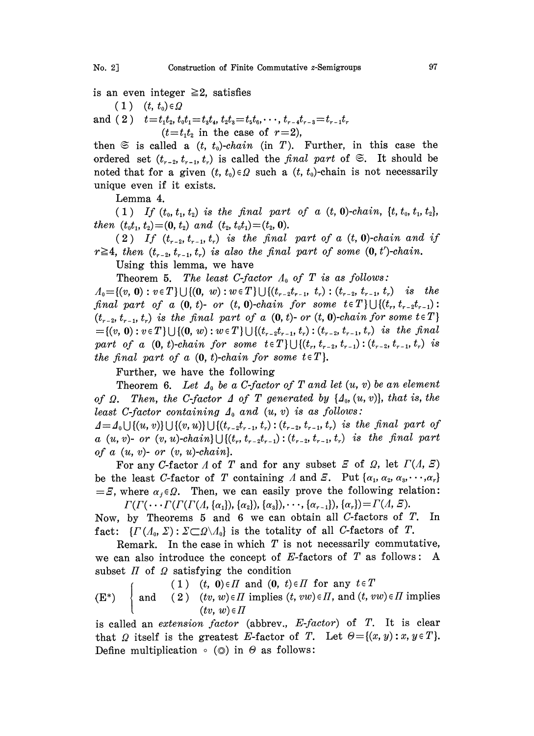is an even integer $\geqq 2$, satisfies

(1) $(t, t_0) \in \Omega$

and (2) $t = t_1 t_2, t_0 t_1 = t_3 t_4, t_2 t_3 = t_5 t_6, \cdots, t_{r-4} t_{r-3} = t_{r-1} t_r$
($t = t_1 t_2$ in the case of $r = 2$),

then $\mathfrak{S}$ is called a $(t, t_0)$-*chain* (in $T$). Further, in this case the ordered set $(t_{r-2}, t_{r-1}, t_r)$ is called the *final part* of $\mathfrak{S}$. It should be noted that for a given $(t, t_0) \in \Omega$ such a $(t, t_0)$-chain is not necessarily unique even if it exists.

Lemma 4.

(1) *If $(t_0, t_1, t_2)$ is the final part of a $(t, \mathbf{0})$-chain, $\{t, t_0, t_1, t_2\}$, then $(t_0 t_1, t_2) = (\mathbf{0}, t_2)$ and $(t_2, t_0 t_1) = (t_2, \mathbf{0})$.*

(2) *If $(t_{r-2}, t_{r-1}, t_r)$ is the final part of a $(t, \mathbf{0})$-chain and if $r \geqq 4$, then $(t_{r-2}, t_{r-1}, t_r)$ is also the final part of some $(\mathbf{0}, t')$-chain.*

Using this lemma, we have

Theorem 5. *The least C-factor $\Lambda_0$ of $T$ is as follows:*
$\Lambda_0 = \{(v, \mathbf{0}) : v \in T\} \cup \{(\mathbf{0}, w) : w \in T\} \cup \{(t_{r-2} t_{r-1}, t_r) : (t_{r-2}, t_{r-1}, t_r)$ *is the final part of a $(\mathbf{0}, t)$- or $(t, \mathbf{0})$-chain for some $t \in T\} \cup \{(t_r, t_{r-2} t_{r-1}) : (t_{r-2}, t_{r-1}, t_r)$ is the final part of a $(\mathbf{0}, t)$- or $(t, \mathbf{0})$-chain for some $t \in T\}$
$= \{(v, \mathbf{0}) : v \in T\} \cup \{(\mathbf{0}, w) : w \in T\} \cup \{(t_{r-2} t_{r-1}, t_r) : (t_{r-2}, t_{r-1}, t_r)$ is the final part of a $(\mathbf{0}, t)$-chain for some $t \in T\} \cup \{(t_r, t_{r-2}, t_{r-1}) : (t_{r-2}, t_{r-1}, t_r)$ is the final part of a $(\mathbf{0}, t)$-chain for some $t \in T\}$.*

Further, we have the following

Theorem 6. *Let $\Delta_0$ be a C-factor of $T$ and let $(u, v)$ be an element of $\Omega$. Then, the C-factor $\Delta$ of $T$ generated by $\{\Delta_0, (u, v)\}$, that is, the least C-factor containing $\Delta_0$ and $(u, v)$ is as follows:*
$\Delta = \Delta_0 \cup \{(u, v)\} \cup \{(v, u)\} \cup \{(t_{r-2} t_{r-1}, t_r) : (t_{r-2}, t_{r-1}, t_r)$ *is the final part of a $(u, v)$- or $(v, u)$-chain$\} \cup \{(t_r, t_{r-2} t_{r-1}) : (t_{r-2}, t_{r-1}, t_r)$ is the final part of a $(u, v)$- or $(v, u)$-chain$\}$.*

For any C-factor $\Lambda$ of $T$ and for any subset $\Xi$ of $\Omega$, let $\Gamma(\Lambda, \Xi)$ be the least C-factor of $T$ containing $\Lambda$ and $\Xi$. Put $\{\alpha_1, \alpha_2, \alpha_3, \cdots, \alpha_r\} = \Xi$, where $\alpha_j \in \Omega$. Then, we can easily prove the following relation:

$$\Gamma(\Gamma(\cdots \Gamma(\Gamma(\Gamma(\Lambda, \{\alpha_1\}), \{\alpha_2\}), \{\alpha_3\}), \cdots, \{\alpha_{r-1}\}), \{\alpha_r\}) = \Gamma(\Lambda, \Xi).$$

Now, by Theorems 5 and 6 we can obtain all C-factors of $T$. In fact: $\{\Gamma(\Lambda_0, \Sigma) : \Sigma \subset \Omega \setminus \Lambda_0\}$ is the totality of all C-factors of $T$.

Remark. In the case in which $T$ is not necessarily commutative, we can also introduce the concept of $E$-factors of $T$ as follows: A subset $\Pi$ of $\Omega$ satisfying the condition

$$(\mathrm{E}^*) \quad \begin{cases} (1) \ (t, \mathbf{0}) \in \Pi \text{ and } (\mathbf{0}, t) \in \Pi \text{ for any } t \in T \\ \text{and} \ (2) \ (tv, w) \in \Pi \text{ implies } (t, vw) \in \Pi, \text{ and } (t, vw) \in \Pi \text{ implies } (tv, w) \in \Pi \end{cases}$$

is called an *extension factor* (abbrev., *E-factor*) of $T$. It is clear that $\Omega$ itself is the greatest $E$-factor of $T$. Let $\Theta = \{(x, y) : x, y \in T\}$. Define multiplication $\circ$ ($\circledcirc$) in $\Theta$ as follows: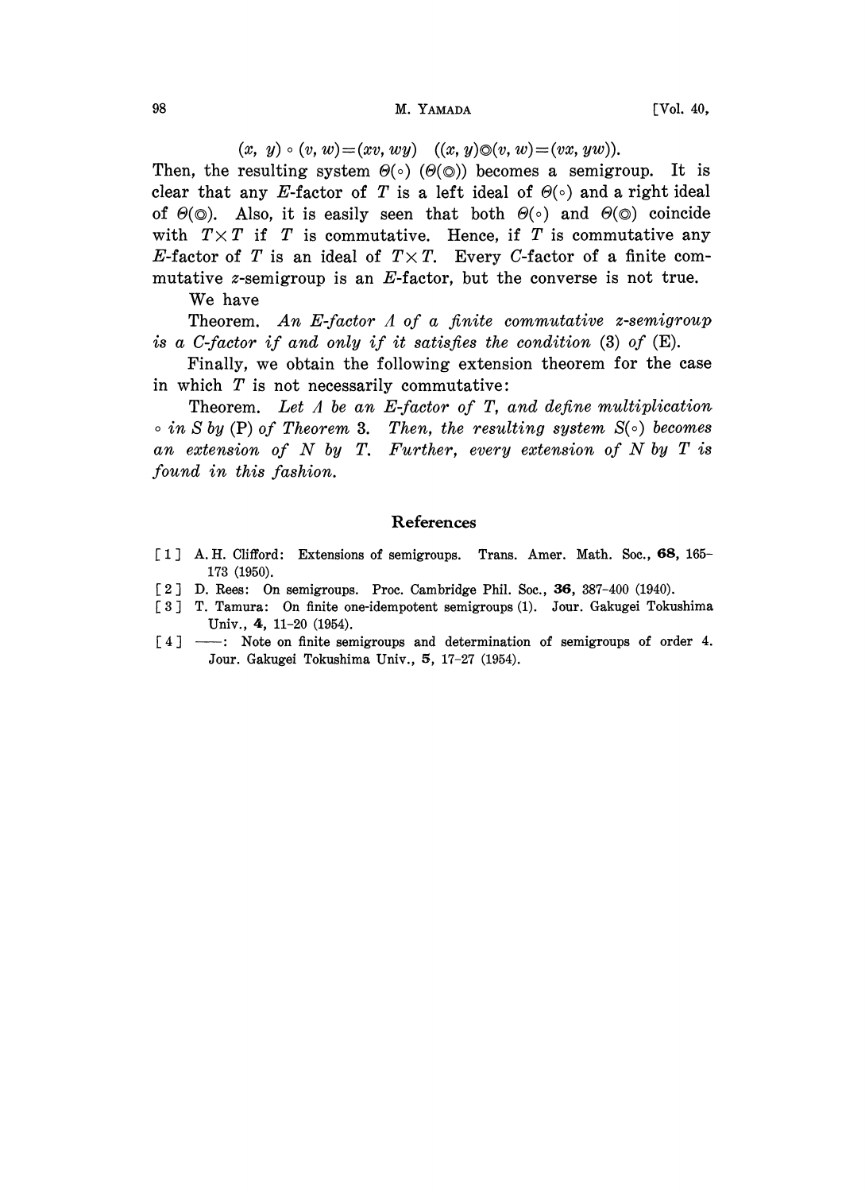$$(x, y) \circ (v, w) = (xv, wy) \quad ((x, y) \circledcirc (v, w) = (vx, yw)).$$

Then, the resulting system $\Theta(\circ)$ ($\Theta(\circledcirc)$) becomes a semigroup. It is clear that any $E$-factor of $T$ is a left ideal of $\Theta(\circ)$ and a right ideal of $\Theta(\circledcirc)$. Also, it is easily seen that both $\Theta(\circ)$ and $\Theta(\circledcirc)$ coincide with $T \times T$ if $T$ is commutative. Hence, if $T$ is commutative any $E$-factor of $T$ is an ideal of $T \times T$. Every $C$-factor of a finite commutative $z$-semigroup is an $E$-factor, but the converse is not true.

We have

Theorem. *An $E$-factor $\Lambda$ of a finite commutative $z$-semigroup is a $C$-factor if and only if it satisfies the condition* (3) *of* (E).

Finally, we obtain the following extension theorem for the case in which $T$ is not necessarily commutative:

Theorem. *Let $\Lambda$ be an $E$-factor of $T$, and define multiplication $\circ$ in $S$ by* (P) *of Theorem* 3. *Then, the resulting system $S(\circ)$ becomes an extension of $N$ by $T$. Further, every extension of $N$ by $T$ is found in this fashion.*

## References

[1] A. H. Clifford: Extensions of semigroups. Trans. Amer. Math. Soc., **68**, 165–173 (1950).

[2] D. Rees: On semigroups. Proc. Cambridge Phil. Soc., **36**, 387–400 (1940).

[3] T. Tamura: On finite one-idempotent semigroups (1). Jour. Gakugei Tokushima Univ., **4**, 11–20 (1954).

[4] ——: Note on finite semigroups and determination of semigroups of order 4. Jour. Gakugei Tokushima Univ., **5**, 17–27 (1954).